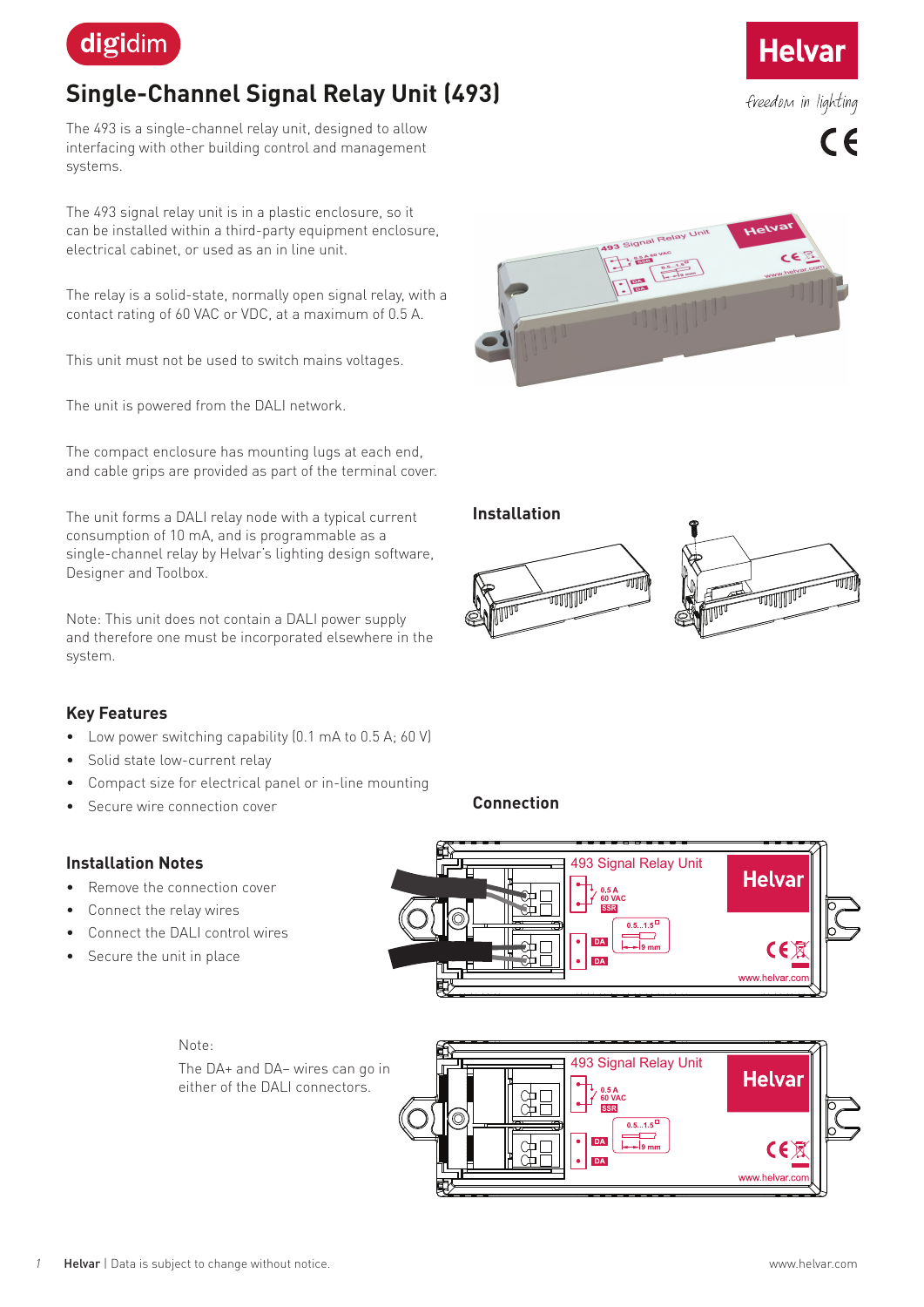digidim

# Single-Channel Signal Relay Unit (493)

Helvar

freedom in lighting

The 493 is a single-channel relay unit, designed to allow interfacing with other building control and management systems.

The 493 signal relay unit is in a plastic enclosure, so it can be installed within a third-party equipment enclosure, electrical cabinet, or used as an in line unit.

The relay is a solid-state, normally open signal relay, with a contact rating of 60 VAC or VDC, at a maximum of 0.5 A.

This unit must not be used to switch mains voltages.

The unit is powered from the DALI network.

The compact enclosure has mounting lugs at each end, and cable grips are provided as part of the terminal cover.

The unit forms a DALI relay node with a typical current consumption of 10 mA, and is programmable as a single-channel relay by Helvar's lighting design software, Designer and Toolbox.

Note: This unit does not contain a DALI power supply and therefore one must be incorporated elsewhere in the system.

## Key Features

- Low power switching capability (0.1 mA to 0.5 A; 60 V)
- Solid state low-current relay
- Compact size for electrical panel or in-line mounting
- Secure wire connection cover

## Installation Notes

- Remove the connection cover
- Connect the relay wires
- Connect the DALI control wires
- Secure the unit in place

## Installation

## Connection

Note:

The DA+ and DA– wires can go in either of the DALI connectors.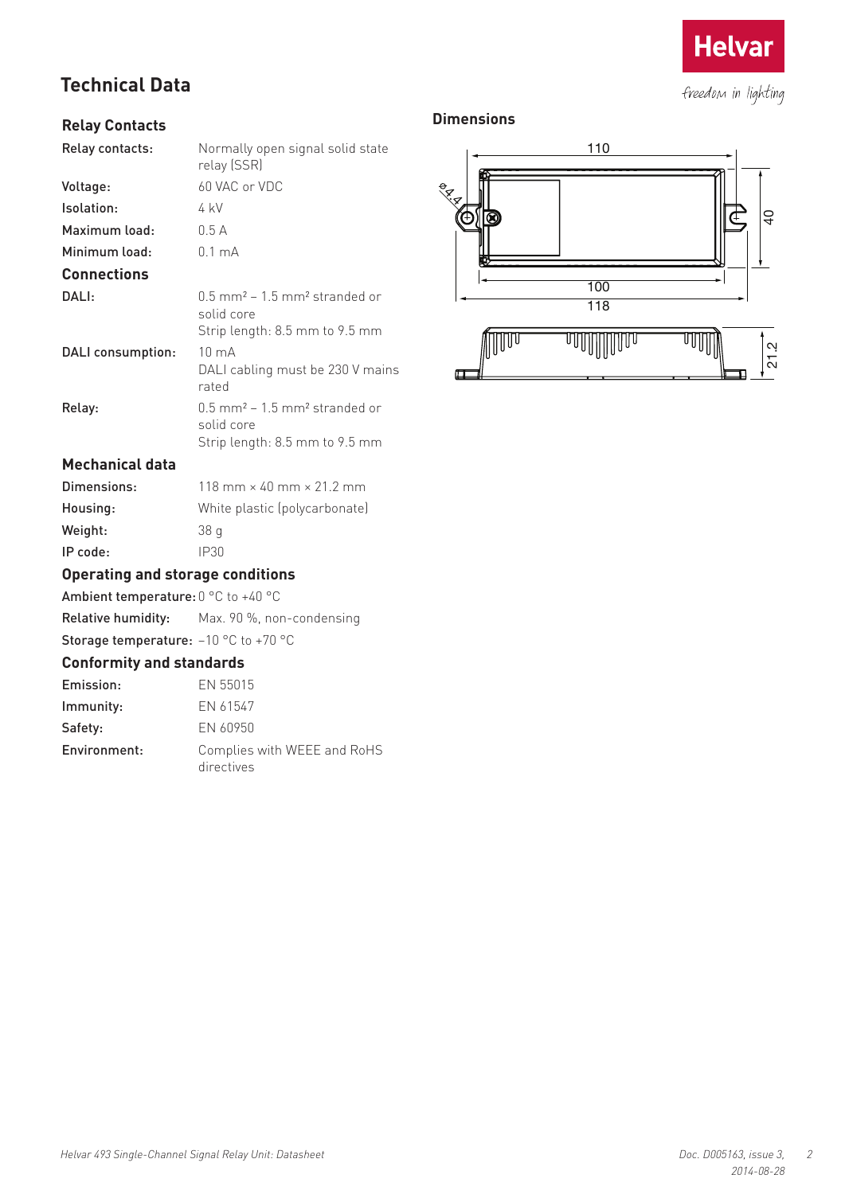# Technical Data

## Relay Contacts

| | |
|---|---|
| Relay contacts: | Normally open signal solid state relay (SSR) |
| Voltage: | 60 VAC or VDC |
| Isolation: | 4 kV |
| Maximum load: | 0.5 A |
| Minimum load: | 0.1 mA |

## Connections

| | |
|---|---|
| DALI: | 0.5 mm² – 1.5 mm² stranded or solid core<br>Strip length: 8.5 mm to 9.5 mm |
| DALI consumption: | 10 mA<br>DALI cabling must be 230 V mains rated |
| Relay: | 0.5 mm² – 1.5 mm² stranded or solid core<br>Strip length: 8.5 mm to 9.5 mm |

## Mechanical data

| | |
|---|---|
| Dimensions: | 118 mm × 40 mm × 21.2 mm |
| Housing: | White plastic (polycarbonate) |
| Weight: | 38 g |
| IP code: | IP30 |

## Operating and storage conditions

| | |
|---|---|
| Ambient temperature: | 0 °C to +40 °C |
| Relative humidity: | Max. 90 %, non-condensing |
| Storage temperature: | –10 °C to +70 °C |

## Conformity and standards

| | |
|---|---|
| Emission: | EN 55015 |
| Immunity: | EN 61547 |
| Safety: | EN 60950 |
| Environment: | Complies with WEEE and RoHS directives |

## Dimensions

110

ø4.4

40

100

118

21.2